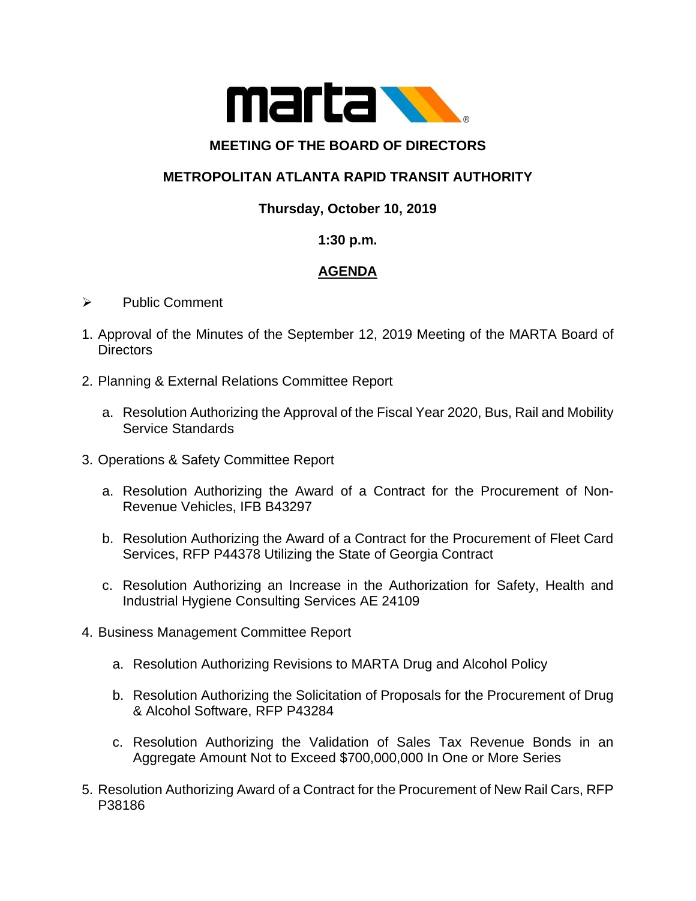marta®

# MEETING OF THE BOARD OF DIRECTORS

## METROPOLITAN ATLANTA RAPID TRANSIT AUTHORITY

**Thursday, October 10, 2019**

**1:30 p.m.**

## AGENDA

- Public Comment

1. Approval of the Minutes of the September 12, 2019 Meeting of the MARTA Board of Directors

2. Planning & External Relations Committee Report

   a. Resolution Authorizing the Approval of the Fiscal Year 2020, Bus, Rail and Mobility Service Standards

3. Operations & Safety Committee Report

   a. Resolution Authorizing the Award of a Contract for the Procurement of Non-Revenue Vehicles, IFB B43297

   b. Resolution Authorizing the Award of a Contract for the Procurement of Fleet Card Services, RFP P44378 Utilizing the State of Georgia Contract

   c. Resolution Authorizing an Increase in the Authorization for Safety, Health and Industrial Hygiene Consulting Services AE 24109

4. Business Management Committee Report

   a. Resolution Authorizing Revisions to MARTA Drug and Alcohol Policy

   b. Resolution Authorizing the Solicitation of Proposals for the Procurement of Drug & Alcohol Software, RFP P43284

   c. Resolution Authorizing the Validation of Sales Tax Revenue Bonds in an Aggregate Amount Not to Exceed $700,000,000 In One or More Series

5. Resolution Authorizing Award of a Contract for the Procurement of New Rail Cars, RFP P38186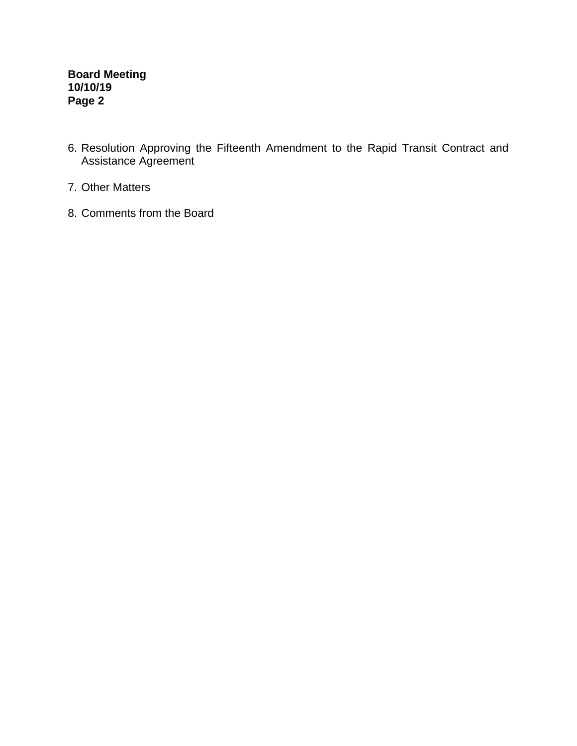6. Resolution Approving the Fifteenth Amendment to the Rapid Transit Contract and Assistance Agreement

7. Other Matters

8. Comments from the Board